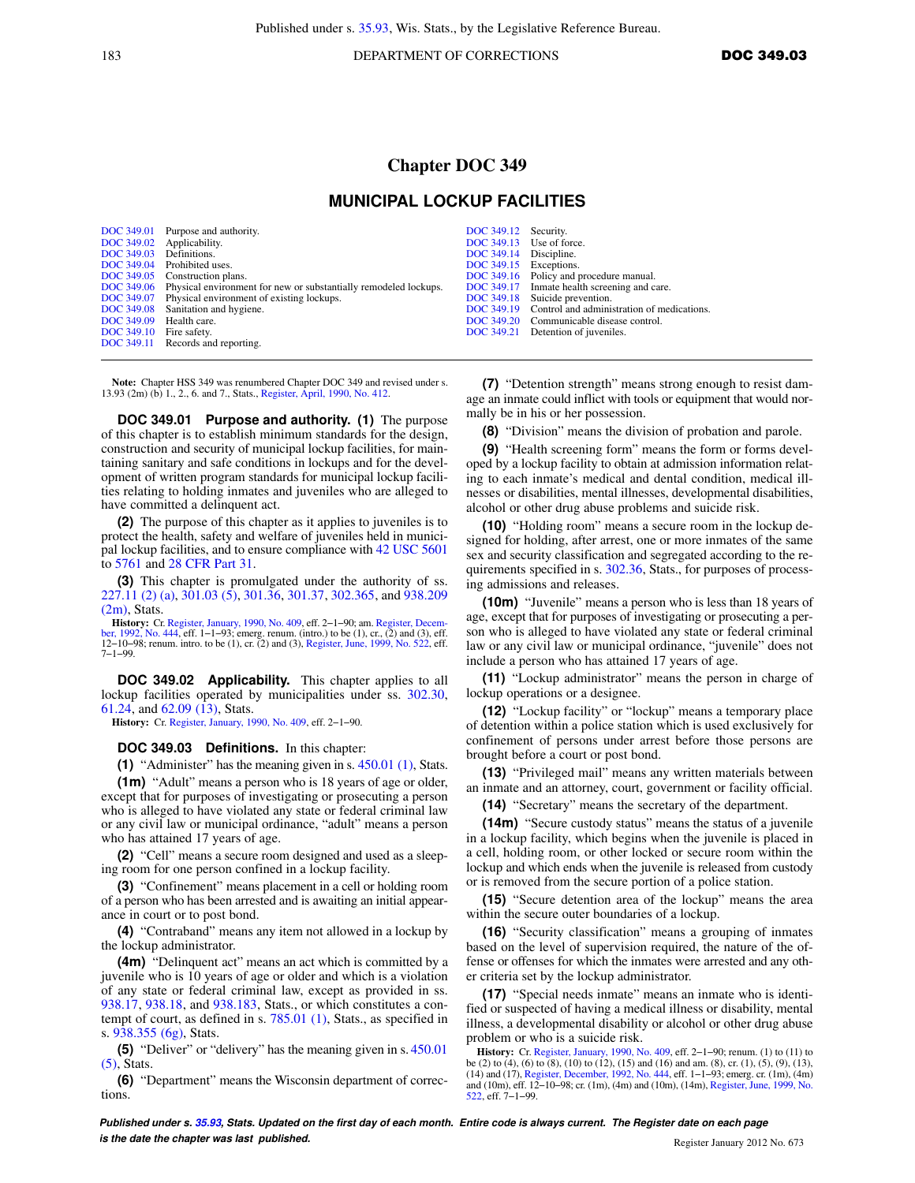# Chapter DOC 349

## MUNICIPAL LOCKUP FACILITIES

| | | | |
|---|---|---|---|
| DOC 349.01 | Purpose and authority. | DOC 349.12 | Security. |
| DOC 349.02 | Applicability. | DOC 349.13 | Use of force. |
| DOC 349.03 | Definitions. | DOC 349.14 | Discipline. |
| DOC 349.04 | Prohibited uses. | DOC 349.15 | Exceptions. |
| DOC 349.05 | Construction plans. | DOC 349.16 | Policy and procedure manual. |
| DOC 349.06 | Physical environment for new or substantially remodeled lockups. | DOC 349.17 | Inmate health screening and care. |
| DOC 349.07 | Physical environment of existing lockups. | DOC 349.18 | Suicide prevention. |
| DOC 349.08 | Sanitation and hygiene. | DOC 349.19 | Control and administration of medications. |
| DOC 349.09 | Health care. | DOC 349.20 | Communicable disease control. |
| DOC 349.10 | Fire safety. | DOC 349.21 | Detention of juveniles. |
| DOC 349.11 | Records and reporting. | | |

**Note:** Chapter HSS 349 was renumbered Chapter DOC 349 and revised under s. 13.93 (2m) (b) 1., 2., 6. and 7., Stats., Register, April, 1990, No. 412.

**DOC 349.01 Purpose and authority.** **(1)** The purpose of this chapter is to establish minimum standards for the design, construction and security of municipal lockup facilities, for maintaining sanitary and safe conditions in lockups and for the development of written program standards for municipal lockup facilities relating to holding inmates and juveniles who are alleged to have committed a delinquent act.

**(2)** The purpose of this chapter as it applies to juveniles is to protect the health, safety and welfare of juveniles held in municipal lockup facilities, and to ensure compliance with 42 USC 5601 to 5761 and 28 CFR Part 31.

**(3)** This chapter is promulgated under the authority of ss. 227.11 (2) (a), 301.03 (5), 301.36, 301.37, 302.365, and 938.209 (2m), Stats.

**History:** Cr. Register, January, 1990, No. 409, eff. 2–1–90; am. Register, December, 1992, No. 444, eff. 1–1–93; emerg. renum. (intro.) to be (1), cr., (2) and (3), eff. 12–10–98; renum. intro. to be (1), cr. (2) and (3), Register, June, 1999, No. 522, eff. 7–1–99.

**DOC 349.02 Applicability.** This chapter applies to all lockup facilities operated by municipalities under ss. 302.30, 61.24, and 62.09 (13), Stats.

**History:** Cr. Register, January, 1990, No. 409, eff. 2–1–90.

**DOC 349.03 Definitions.** In this chapter:

**(1)** "Administer" has the meaning given in s. 450.01 (1), Stats.

**(1m)** "Adult" means a person who is 18 years of age or older, except that for purposes of investigating or prosecuting a person who is alleged to have violated any state or federal criminal law or any civil law or municipal ordinance, "adult" means a person who has attained 17 years of age.

**(2)** "Cell" means a secure room designed and used as a sleeping room for one person confined in a lockup facility.

**(3)** "Confinement" means placement in a cell or holding room of a person who has been arrested and is awaiting an initial appearance in court or to post bond.

**(4)** "Contraband" means any item not allowed in a lockup by the lockup administrator.

**(4m)** "Delinquent act" means an act which is committed by a juvenile who is 10 years of age or older and which is a violation of any state or federal criminal law, except as provided in ss. 938.17, 938.18, and 938.183, Stats., or which constitutes a contempt of court, as defined in s. 785.01 (1), Stats., as specified in s. 938.355 (6g), Stats.

**(5)** "Deliver" or "delivery" has the meaning given in s. 450.01 (5), Stats.

**(6)** "Department" means the Wisconsin department of corrections.

**(7)** "Detention strength" means strong enough to resist damage an inmate could inflict with tools or equipment that would normally be in his or her possession.

**(8)** "Division" means the division of probation and parole.

**(9)** "Health screening form" means the form or forms developed by a lockup facility to obtain at admission information relating to each inmate's medical and dental condition, medical illnesses or disabilities, mental illnesses, developmental disabilities, alcohol or other drug abuse problems and suicide risk.

**(10)** "Holding room" means a secure room in the lockup designed for holding, after arrest, one or more inmates of the same sex and security classification and segregated according to the requirements specified in s. 302.36, Stats., for purposes of processing admissions and releases.

**(10m)** "Juvenile" means a person who is less than 18 years of age, except that for purposes of investigating or prosecuting a person who is alleged to have violated any state or federal criminal law or any civil law or municipal ordinance, "juvenile" does not include a person who has attained 17 years of age.

**(11)** "Lockup administrator" means the person in charge of lockup operations or a designee.

**(12)** "Lockup facility" or "lockup" means a temporary place of detention within a police station which is used exclusively for confinement of persons under arrest before those persons are brought before a court or post bond.

**(13)** "Privileged mail" means any written materials between an inmate and an attorney, court, government or facility official.

**(14)** "Secretary" means the secretary of the department.

**(14m)** "Secure custody status" means the status of a juvenile in a lockup facility, which begins when the juvenile is placed in a cell, holding room, or other locked or secure room within the lockup and which ends when the juvenile is released from custody or is removed from the secure portion of a police station.

**(15)** "Secure detention area of the lockup" means the area within the secure outer boundaries of a lockup.

**(16)** "Security classification" means a grouping of inmates based on the level of supervision required, the nature of the offense or offenses for which the inmates were arrested and any other criteria set by the lockup administrator.

**(17)** "Special needs inmate" means an inmate who is identified or suspected of having a medical illness or disability, mental illness, a developmental disability or alcohol or other drug abuse problem or who is a suicide risk.

**History:** Cr. Register, January, 1990, No. 409, eff. 2–1–90; renum. (1) to (11) to be (2) to (4), (6) to (8), (10) to (12), (15) and (16) and am. (8), cr. (1), (5), (9), (13), (14) and (17), Register, December, 1992, No. 444, eff. 1–1–93; emerg. cr. (1m), (4m) and (10m), eff. 12–10–98; cr. (1m), (4m) and (10m), (14m), Register, June, 1999, No. 522, eff. 7–1–99.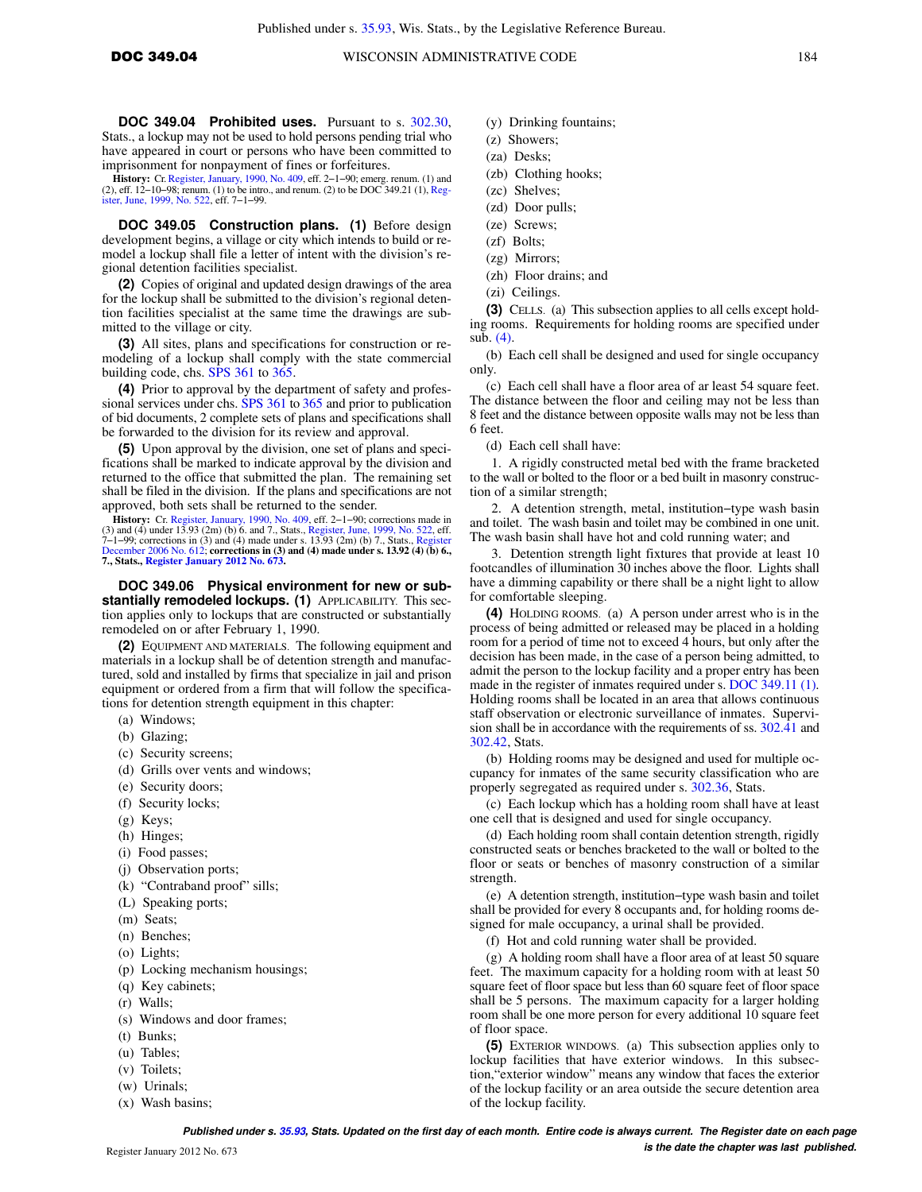**DOC 349.04 Prohibited uses.** Pursuant to s. 302.30, Stats., a lockup may not be used to hold persons pending trial who have appeared in court or persons who have been committed to imprisonment for nonpayment of fines or forfeitures.

**History:** Cr. Register, January, 1990, No. 409, eff. 2–1–90; emerg. renum. (1) and (2), eff. 12–10–98; renum. (1) to be intro., and renum. (2) to be DOC 349.21 (1), Register, June, 1999, No. 522, eff. 7–1–99.

**DOC 349.05 Construction plans.** **(1)** Before design development begins, a village or city which intends to build or remodel a lockup shall file a letter of intent with the division's regional detention facilities specialist.

**(2)** Copies of original and updated design drawings of the area for the lockup shall be submitted to the division's regional detention facilities specialist at the same time the drawings are submitted to the village or city.

**(3)** All sites, plans and specifications for construction or remodeling of a lockup shall comply with the state commercial building code, chs. SPS 361 to 365.

**(4)** Prior to approval by the department of safety and professional services under chs. SPS 361 to 365 and prior to publication of bid documents, 2 complete sets of plans and specifications shall be forwarded to the division for its review and approval.

**(5)** Upon approval by the division, one set of plans and specifications shall be marked to indicate approval by the division and returned to the office that submitted the plan. The remaining set shall be filed in the division. If the plans and specifications are not approved, both sets shall be returned to the sender.

**History:** Cr. Register, January, 1990, No. 409, eff. 2–1–90; corrections made in (3) and (4) under 13.93 (2m) (b) 6. and 7., Stats., Register, June, 1999, No. 522, eff. 7–1–99; corrections in (3) and (4) made under s. 13.93 (2m) (b) 7., Stats., Register December 2006 No. 612; **corrections in (3) and (4) made under s. 13.92 (4) (b) 6., 7., Stats., Register January 2012 No. 673.**

**DOC 349.06 Physical environment for new or substantially remodeled lockups.** **(1)** APPLICABILITY. This section applies only to lockups that are constructed or substantially remodeled on or after February 1, 1990.

**(2)** EQUIPMENT AND MATERIALS. The following equipment and materials in a lockup shall be of detention strength and manufactured, sold and installed by firms that specialize in jail and prison equipment or ordered from a firm that will follow the specifications for detention strength equipment in this chapter:

(a) Windows;

(b) Glazing;

(c) Security screens;

(d) Grills over vents and windows;

(e) Security doors;

(f) Security locks;

(g) Keys;

(h) Hinges;

(i) Food passes;

(j) Observation ports;

(k) "Contraband proof" sills;

(L) Speaking ports;

(m) Seats;

(n) Benches;

(o) Lights;

(p) Locking mechanism housings;

(q) Key cabinets;

(r) Walls;

(s) Windows and door frames;

(t) Bunks;

(u) Tables;

(v) Toilets;

(w) Urinals;

(x) Wash basins;

(y) Drinking fountains;

(z) Showers;

(za) Desks;

(zb) Clothing hooks;

(zc) Shelves;

(zd) Door pulls;

(ze) Screws;

(zf) Bolts;

(zg) Mirrors;

(zh) Floor drains; and

(zi) Ceilings.

**(3)** CELLS. (a) This subsection applies to all cells except holding rooms. Requirements for holding rooms are specified under sub. (4).

(b) Each cell shall be designed and used for single occupancy only.

(c) Each cell shall have a floor area of ar least 54 square feet. The distance between the floor and ceiling may not be less than 8 feet and the distance between opposite walls may not be less than 6 feet.

(d) Each cell shall have:

1. A rigidly constructed metal bed with the frame bracketed to the wall or bolted to the floor or a bed built in masonry construction of a similar strength;

2. A detention strength, metal, institution–type wash basin and toilet. The wash basin and toilet may be combined in one unit. The wash basin shall have hot and cold running water; and

3. Detention strength light fixtures that provide at least 10 footcandles of illumination 30 inches above the floor. Lights shall have a dimming capability or there shall be a night light to allow for comfortable sleeping.

**(4)** HOLDING ROOMS. (a) A person under arrest who is in the process of being admitted or released may be placed in a holding room for a period of time not to exceed 4 hours, but only after the decision has been made, in the case of a person being admitted, to admit the person to the lockup facility and a proper entry has been made in the register of inmates required under s. DOC 349.11 (1). Holding rooms shall be located in an area that allows continuous staff observation or electronic surveillance of inmates. Supervision shall be in accordance with the requirements of ss. 302.41 and 302.42, Stats.

(b) Holding rooms may be designed and used for multiple occupancy for inmates of the same security classification who are properly segregated as required under s. 302.36, Stats.

(c) Each lockup which has a holding room shall have at least one cell that is designed and used for single occupancy.

(d) Each holding room shall contain detention strength, rigidly constructed seats or benches bracketed to the wall or bolted to the floor or seats or benches of masonry construction of a similar strength.

(e) A detention strength, institution–type wash basin and toilet shall be provided for every 8 occupants and, for holding rooms designed for male occupancy, a urinal shall be provided.

(f) Hot and cold running water shall be provided.

(g) A holding room shall have a floor area of at least 50 square feet. The maximum capacity for a holding room with at least 50 square feet of floor space but less than 60 square feet of floor space shall be 5 persons. The maximum capacity for a larger holding room shall be one more person for every additional 10 square feet of floor space.

**(5)** EXTERIOR WINDOWS. (a) This subsection applies only to lockup facilities that have exterior windows. In this subsection,"exterior window" means any window that faces the exterior of the lockup facility or an area outside the secure detention area of the lockup facility.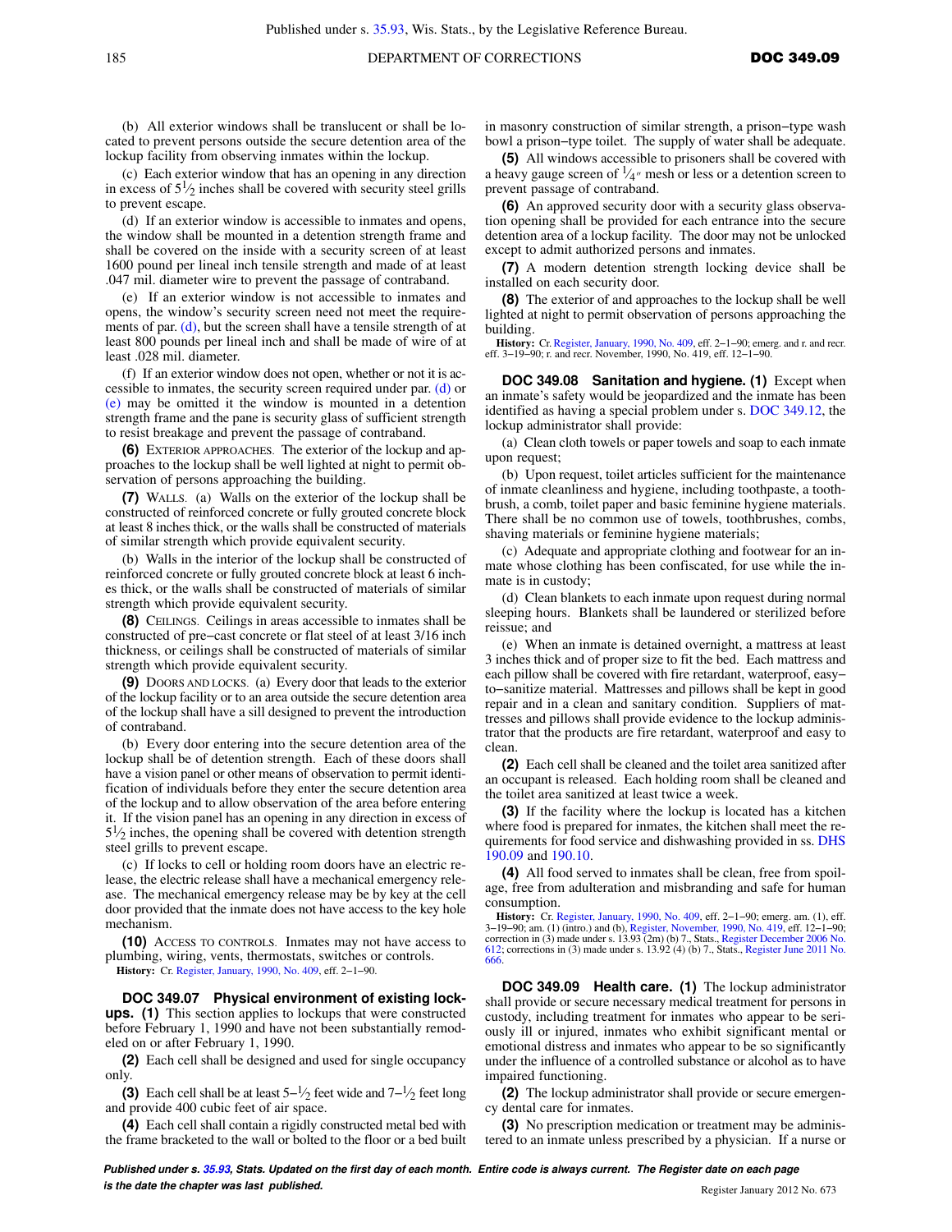(b) All exterior windows shall be translucent or shall be located to prevent persons outside the secure detention area of the lockup facility from observing inmates within the lockup.

(c) Each exterior window that has an opening in any direction in excess of $5\frac{1}{2}$ inches shall be covered with security steel grills to prevent escape.

(d) If an exterior window is accessible to inmates and opens, the window shall be mounted in a detention strength frame and shall be covered on the inside with a security screen of at least 1600 pound per lineal inch tensile strength and made of at least .047 mil. diameter wire to prevent the passage of contraband.

(e) If an exterior window is not accessible to inmates and opens, the window's security screen need not meet the requirements of par. (d), but the screen shall have a tensile strength of at least 800 pounds per lineal inch and shall be made of wire of at least .028 mil. diameter.

(f) If an exterior window does not open, whether or not it is accessible to inmates, the security screen required under par. (d) or (e) may be omitted it the window is mounted in a detention strength frame and the pane is security glass of sufficient strength to resist breakage and prevent the passage of contraband.

**(6)** EXTERIOR APPROACHES. The exterior of the lockup and approaches to the lockup shall be well lighted at night to permit observation of persons approaching the building.

**(7)** WALLS. (a) Walls on the exterior of the lockup shall be constructed of reinforced concrete or fully grouted concrete block at least 8 inches thick, or the walls shall be constructed of materials of similar strength which provide equivalent security.

(b) Walls in the interior of the lockup shall be constructed of reinforced concrete or fully grouted concrete block at least 6 inches thick, or the walls shall be constructed of materials of similar strength which provide equivalent security.

**(8)** CEILINGS. Ceilings in areas accessible to inmates shall be constructed of pre-cast concrete or flat steel of at least 3/16 inch thickness, or ceilings shall be constructed of materials of similar strength which provide equivalent security.

**(9)** DOORS AND LOCKS. (a) Every door that leads to the exterior of the lockup facility or to an area outside the secure detention area of the lockup shall have a sill designed to prevent the introduction of contraband.

(b) Every door entering into the secure detention area of the lockup shall be of detention strength. Each of these doors shall have a vision panel or other means of observation to permit identification of individuals before they enter the secure detention area of the lockup and to allow observation of the area before entering it. If the vision panel has an opening in any direction in excess of $5\frac{1}{2}$ inches, the opening shall be covered with detention strength steel grills to prevent escape.

(c) If locks to cell or holding room doors have an electric release, the electric release shall have a mechanical emergency release. The mechanical emergency release may be by key at the cell door provided that the inmate does not have access to the key hole mechanism.

**(10)** ACCESS TO CONTROLS. Inmates may not have access to plumbing, wiring, vents, thermostats, switches or controls.

**History:** Cr. Register, January, 1990, No. 409, eff. 2-1-90.

## DOC 349.07 Physical environment of existing lockups.

**(1)** This section applies to lockups that were constructed before February 1, 1990 and have not been substantially remodeled on or after February 1, 1990.

**(2)** Each cell shall be designed and used for single occupancy only.

**(3)** Each cell shall be at least $5\text{-}\frac{1}{2}$ feet wide and $7\text{-}\frac{1}{2}$ feet long and provide 400 cubic feet of air space.

**(4)** Each cell shall contain a rigidly constructed metal bed with the frame bracketed to the wall or bolted to the floor or a bed built in masonry construction of similar strength, a prison-type wash bowl a prison-type toilet. The supply of water shall be adequate.

**(5)** All windows accessible to prisoners shall be covered with a heavy gauge screen of $\frac{1}{4}''$ mesh or less or a detention screen to prevent passage of contraband.

**(6)** An approved security door with a security glass observation opening shall be provided for each entrance into the secure detention area of a lockup facility. The door may not be unlocked except to admit authorized persons and inmates.

**(7)** A modern detention strength locking device shall be installed on each security door.

**(8)** The exterior of and approaches to the lockup shall be well lighted at night to permit observation of persons approaching the building.

**History:** Cr. Register, January, 1990, No. 409, eff. 2-1-90; emerg. and r. and recr. eff. 3-19-90; r. and recr. November, 1990, No. 419, eff. 12-1-90.

## DOC 349.08 Sanitation and hygiene.

**(1)** Except when an inmate's safety would be jeopardized and the inmate has been identified as having a special problem under s. DOC 349.12, the lockup administrator shall provide:

(a) Clean cloth towels or paper towels and soap to each inmate upon request;

(b) Upon request, toilet articles sufficient for the maintenance of inmate cleanliness and hygiene, including toothpaste, a toothbrush, a comb, toilet paper and basic feminine hygiene materials. There shall be no common use of towels, toothbrushes, combs, shaving materials or feminine hygiene materials;

(c) Adequate and appropriate clothing and footwear for an inmate whose clothing has been confiscated, for use while the inmate is in custody;

(d) Clean blankets to each inmate upon request during normal sleeping hours. Blankets shall be laundered or sterilized before reissue; and

(e) When an inmate is detained overnight, a mattress at least 3 inches thick and of proper size to fit the bed. Each mattress and each pillow shall be covered with fire retardant, waterproof, easy-to-sanitize material. Mattresses and pillows shall be kept in good repair and in a clean and sanitary condition. Suppliers of mattresses and pillows shall provide evidence to the lockup administrator that the products are fire retardant, waterproof and easy to clean.

**(2)** Each cell shall be cleaned and the toilet area sanitized after an occupant is released. Each holding room shall be cleaned and the toilet area sanitized at least twice a week.

**(3)** If the facility where the lockup is located has a kitchen where food is prepared for inmates, the kitchen shall meet the requirements for food service and dishwashing provided in ss. DHS 190.09 and 190.10.

**(4)** All food served to inmates shall be clean, free from spoilage, free from adulteration and misbranding and safe for human consumption.

**History:** Cr. Register, January, 1990, No. 409, eff. 2-1-90; emerg. am. (1), eff. 3-19-90; am. (1) (intro.) and (b), Register, November, 1990, No. 419, eff. 12-1-90; correction in (3) made under s. 13.93 (2m) (b) 7., Stats., Register December 2006 No. 612; corrections in (3) made under s. 13.92 (4) (b) 7., Stats., Register June 2011 No. 666.

## DOC 349.09 Health care.

**(1)** The lockup administrator shall provide or secure necessary medical treatment for persons in custody, including treatment for inmates who appear to be seriously ill or injured, inmates who exhibit significant mental or emotional distress and inmates who appear to be so significantly under the influence of a controlled substance or alcohol as to have impaired functioning.

**(2)** The lockup administrator shall provide or secure emergency dental care for inmates.

**(3)** No prescription medication or treatment may be administered to an inmate unless prescribed by a physician. If a nurse or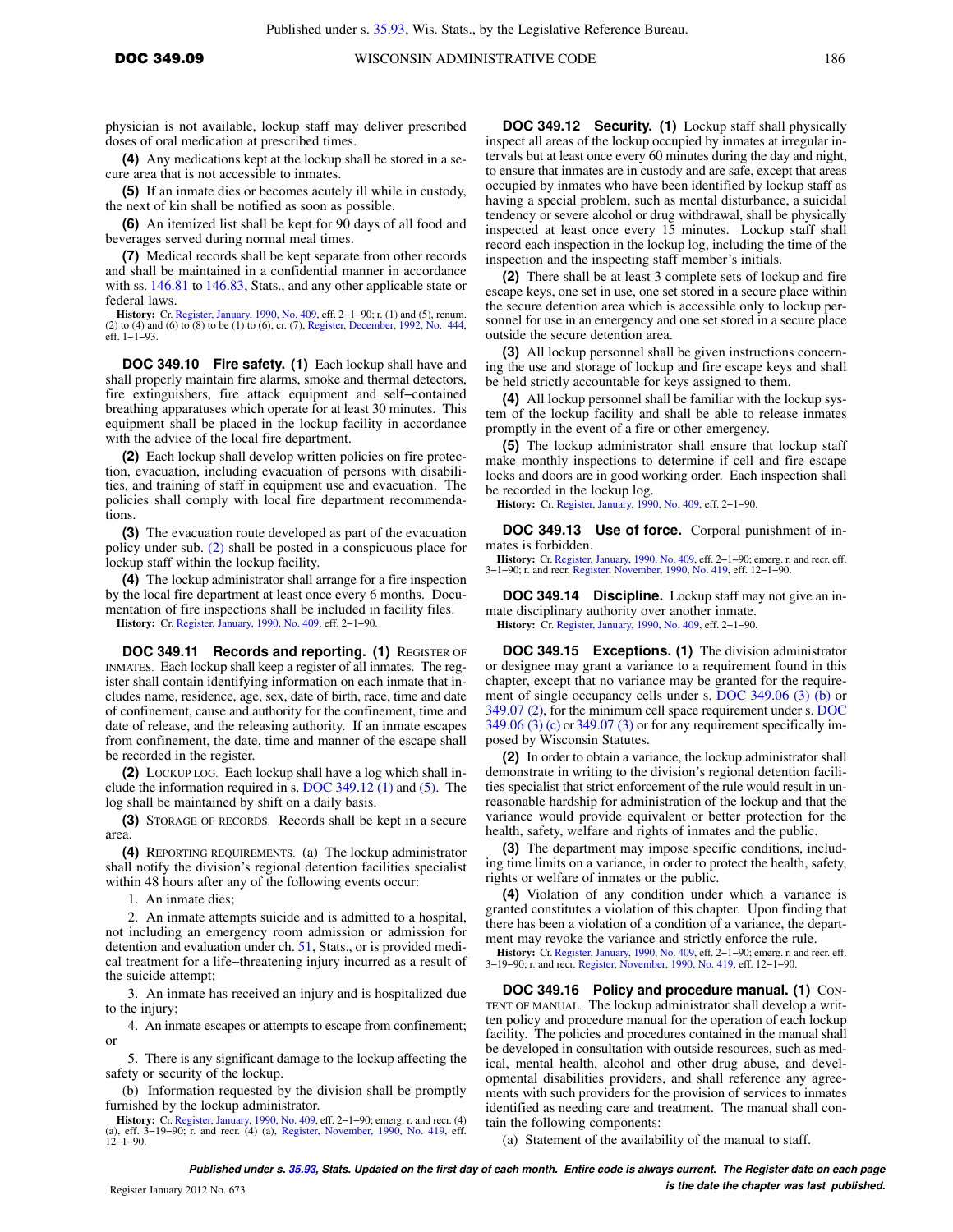physician is not available, lockup staff may deliver prescribed doses of oral medication at prescribed times.

**(4)** Any medications kept at the lockup shall be stored in a secure area that is not accessible to inmates.

**(5)** If an inmate dies or becomes acutely ill while in custody, the next of kin shall be notified as soon as possible.

**(6)** An itemized list shall be kept for 90 days of all food and beverages served during normal meal times.

**(7)** Medical records shall be kept separate from other records and shall be maintained in a confidential manner in accordance with ss. 146.81 to 146.83, Stats., and any other applicable state or federal laws.

**History:** Cr. Register, January, 1990, No. 409, eff. 2−1−90; r. (1) and (5), renum. (2) to (4) and (6) to (8) to be (1) to (6), cr. (7), Register, December, 1992, No. 444, eff. 1−1−93.

**DOC 349.10 Fire safety. (1)** Each lockup shall have and shall properly maintain fire alarms, smoke and thermal detectors, fire extinguishers, fire attack equipment and self−contained breathing apparatuses which operate for at least 30 minutes. This equipment shall be placed in the lockup facility in accordance with the advice of the local fire department.

**(2)** Each lockup shall develop written policies on fire protection, evacuation, including evacuation of persons with disabilities, and training of staff in equipment use and evacuation. The policies shall comply with local fire department recommendations.

**(3)** The evacuation route developed as part of the evacuation policy under sub. (2) shall be posted in a conspicuous place for lockup staff within the lockup facility.

**(4)** The lockup administrator shall arrange for a fire inspection by the local fire department at least once every 6 months. Documentation of fire inspections shall be included in facility files.

**History:** Cr. Register, January, 1990, No. 409, eff. 2−1−90.

**DOC 349.11 Records and reporting. (1)** REGISTER OF INMATES. Each lockup shall keep a register of all inmates. The register shall contain identifying information on each inmate that includes name, residence, age, sex, date of birth, race, time and date of confinement, cause and authority for the confinement, time and date of release, and the releasing authority. If an inmate escapes from confinement, the date, time and manner of the escape shall be recorded in the register.

**(2)** LOCKUP LOG. Each lockup shall have a log which shall include the information required in s. DOC 349.12 (1) and (5). The log shall be maintained by shift on a daily basis.

**(3)** STORAGE OF RECORDS. Records shall be kept in a secure area.

**(4)** REPORTING REQUIREMENTS. (a) The lockup administrator shall notify the division's regional detention facilities specialist within 48 hours after any of the following events occur:

1. An inmate dies;

2. An inmate attempts suicide and is admitted to a hospital, not including an emergency room admission or admission for detention and evaluation under ch. 51, Stats., or is provided medical treatment for a life−threatening injury incurred as a result of the suicide attempt;

3. An inmate has received an injury and is hospitalized due to the injury;

4. An inmate escapes or attempts to escape from confinement; or

5. There is any significant damage to the lockup affecting the safety or security of the lockup.

(b) Information requested by the division shall be promptly furnished by the lockup administrator.

**History:** Cr. Register, January, 1990, No. 409, eff. 2−1−90; emerg. r. and recr. (4) (a), eff. 3−19−90; r. and recr. (4) (a), Register, November, 1990, No. 419, eff. 12−1−90.

**DOC 349.12 Security. (1)** Lockup staff shall physically inspect all areas of the lockup occupied by inmates at irregular intervals but at least once every 60 minutes during the day and night, to ensure that inmates are in custody and are safe, except that areas occupied by inmates who have been identified by lockup staff as having a special problem, such as mental disturbance, a suicidal tendency or severe alcohol or drug withdrawal, shall be physically inspected at least once every 15 minutes. Lockup staff shall record each inspection in the lockup log, including the time of the inspection and the inspecting staff member's initials.

**(2)** There shall be at least 3 complete sets of lockup and fire escape keys, one set in use, one set stored in a secure place within the secure detention area which is accessible only to lockup personnel for use in an emergency and one set stored in a secure place outside the secure detention area.

**(3)** All lockup personnel shall be given instructions concerning the use and storage of lockup and fire escape keys and shall be held strictly accountable for keys assigned to them.

**(4)** All lockup personnel shall be familiar with the lockup system of the lockup facility and shall be able to release inmates promptly in the event of a fire or other emergency.

**(5)** The lockup administrator shall ensure that lockup staff make monthly inspections to determine if cell and fire escape locks and doors are in good working order. Each inspection shall be recorded in the lockup log.

**History:** Cr. Register, January, 1990, No. 409, eff. 2−1−90.

**DOC 349.13 Use of force.** Corporal punishment of inmates is forbidden.

**History:** Cr. Register, January, 1990, No. 409, eff. 2−1−90; emerg. r. and recr. eff. 3−1−90; r. and recr. Register, November, 1990, No. 419, eff. 12−1−90.

**DOC 349.14 Discipline.** Lockup staff may not give an inmate disciplinary authority over another inmate.

**History:** Cr. Register, January, 1990, No. 409, eff. 2−1−90.

**DOC 349.15 Exceptions. (1)** The division administrator or designee may grant a variance to a requirement found in this chapter, except that no variance may be granted for the requirement of single occupancy cells under s. DOC 349.06 (3) (b) or 349.07 (2), for the minimum cell space requirement under s. DOC 349.06 (3) (c) or 349.07 (3) or for any requirement specifically imposed by Wisconsin Statutes.

**(2)** In order to obtain a variance, the lockup administrator shall demonstrate in writing to the division's regional detention facilities specialist that strict enforcement of the rule would result in unreasonable hardship for administration of the lockup and that the variance would provide equivalent or better protection for the health, safety, welfare and rights of inmates and the public.

**(3)** The department may impose specific conditions, including time limits on a variance, in order to protect the health, safety, rights or welfare of inmates or the public.

**(4)** Violation of any condition under which a variance is granted constitutes a violation of this chapter. Upon finding that there has been a violation of a condition of a variance, the department may revoke the variance and strictly enforce the rule.

**History:** Cr. Register, January, 1990, No. 409, eff. 2−1−90; emerg. r. and recr. eff. 3−19−90; r. and recr. Register, November, 1990, No. 419, eff. 12−1−90.

**DOC 349.16 Policy and procedure manual. (1)** CONTENT OF MANUAL. The lockup administrator shall develop a written policy and procedure manual for the operation of each lockup facility. The policies and procedures contained in the manual shall be developed in consultation with outside resources, such as medical, mental health, alcohol and other drug abuse, and developmental disabilities providers, and shall reference any agreements with such providers for the provision of services to inmates identified as needing care and treatment. The manual shall contain the following components:

(a) Statement of the availability of the manual to staff.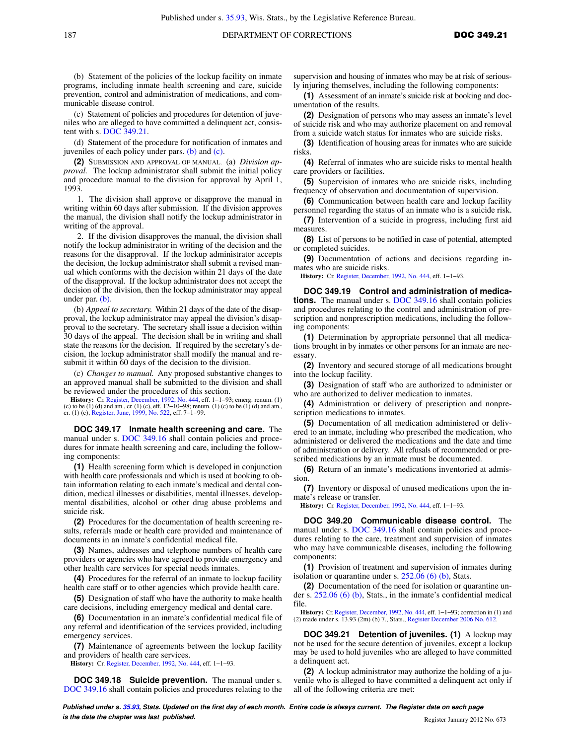(b) Statement of the policies of the lockup facility on inmate programs, including inmate health screening and care, suicide prevention, control and administration of medications, and communicable disease control.

(c) Statement of policies and procedures for detention of juveniles who are alleged to have committed a delinquent act, consistent with s. DOC 349.21.

(d) Statement of the procedure for notification of inmates and juveniles of each policy under pars. (b) and (c).

**(2)** SUBMISSION AND APPROVAL OF MANUAL. (a) *Division approval.* The lockup administrator shall submit the initial policy and procedure manual to the division for approval by April 1, 1993.

1. The division shall approve or disapprove the manual in writing within 60 days after submission. If the division approves the manual, the division shall notify the lockup administrator in writing of the approval.

2. If the division disapproves the manual, the division shall notify the lockup administrator in writing of the decision and the reasons for the disapproval. If the lockup administrator accepts the decision, the lockup administrator shall submit a revised manual which conforms with the decision within 21 days of the date of the disapproval. If the lockup administrator does not accept the decision of the division, then the lockup administrator may appeal under par. (b).

(b) *Appeal to secretary.* Within 21 days of the date of the disapproval, the lockup administrator may appeal the division's disapproval to the secretary. The secretary shall issue a decision within 30 days of the appeal. The decision shall be in writing and shall state the reasons for the decision. If required by the secretary's decision, the lockup administrator shall modify the manual and resubmit it within 60 days of the decision to the division.

(c) *Changes to manual.* Any proposed substantive changes to an approved manual shall be submitted to the division and shall be reviewed under the procedures of this section.

**History:** Cr. Register, December, 1992, No. 444, eff. 1−1−93; emerg. renum. (1) (c) to be (1) (d) and am., cr. (1) (c), eff. 12−10−98; renum. (1) (c) to be (1) (d) and am., cr. (1) (c), Register, June, 1999, No. 522, eff. 7−1−99.

**DOC 349.17 Inmate health screening and care.** The manual under s. DOC 349.16 shall contain policies and procedures for inmate health screening and care, including the following components:

**(1)** Health screening form which is developed in conjunction with health care professionals and which is used at booking to obtain information relating to each inmate's medical and dental condition, medical illnesses or disabilities, mental illnesses, developmental disabilities, alcohol or other drug abuse problems and suicide risk.

**(2)** Procedures for the documentation of health screening results, referrals made or health care provided and maintenance of documents in an inmate's confidential medical file.

**(3)** Names, addresses and telephone numbers of health care providers or agencies who have agreed to provide emergency and other health care services for special needs inmates.

**(4)** Procedures for the referral of an inmate to lockup facility health care staff or to other agencies which provide health care.

**(5)** Designation of staff who have the authority to make health care decisions, including emergency medical and dental care.

**(6)** Documentation in an inmate's confidential medical file of any referral and identification of the services provided, including emergency services.

**(7)** Maintenance of agreements between the lockup facility and providers of health care services.

**History:** Cr. Register, December, 1992, No. 444, eff. 1−1−93.

**DOC 349.18 Suicide prevention.** The manual under s. DOC 349.16 shall contain policies and procedures relating to the supervision and housing of inmates who may be at risk of seriously injuring themselves, including the following components:

**(1)** Assessment of an inmate's suicide risk at booking and documentation of the results.

**(2)** Designation of persons who may assess an inmate's level of suicide risk and who may authorize placement on and removal from a suicide watch status for inmates who are suicide risks.

**(3)** Identification of housing areas for inmates who are suicide risks.

**(4)** Referral of inmates who are suicide risks to mental health care providers or facilities.

**(5)** Supervision of inmates who are suicide risks, including frequency of observation and documentation of supervision.

**(6)** Communication between health care and lockup facility personnel regarding the status of an inmate who is a suicide risk.

**(7)** Intervention of a suicide in progress, including first aid measures.

**(8)** List of persons to be notified in case of potential, attempted or completed suicides.

**(9)** Documentation of actions and decisions regarding inmates who are suicide risks.

**History:** Cr. Register, December, 1992, No. 444, eff. 1−1−93.

**DOC 349.19 Control and administration of medications.** The manual under s. DOC 349.16 shall contain policies and procedures relating to the control and administration of prescription and nonprescription medications, including the following components:

**(1)** Determination by appropriate personnel that all medications brought in by inmates or other persons for an inmate are necessary.

**(2)** Inventory and secured storage of all medications brought into the lockup facility.

**(3)** Designation of staff who are authorized to administer or who are authorized to deliver medication to inmates.

**(4)** Administration or delivery of prescription and nonprescription medications to inmates.

**(5)** Documentation of all medication administered or delivered to an inmate, including who prescribed the medication, who administered or delivered the medications and the date and time of administration or delivery. All refusals of recommended or prescribed medications by an inmate must be documented.

**(6)** Return of an inmate's medications inventoried at admission.

**(7)** Inventory or disposal of unused medications upon the inmate's release or transfer.

**History:** Cr. Register, December, 1992, No. 444, eff. 1−1−93.

**DOC 349.20 Communicable disease control.** The manual under s. DOC 349.16 shall contain policies and procedures relating to the care, treatment and supervision of inmates who may have communicable diseases, including the following components:

**(1)** Provision of treatment and supervision of inmates during isolation or quarantine under s. 252.06 (6) (b), Stats.

**(2)** Documentation of the need for isolation or quarantine under s. 252.06 (6) (b), Stats., in the inmate's confidential medical file.

**History:** Cr. Register, December, 1992, No. 444, eff. 1−1−93; correction in (1) and (2) made under s. 13.93 (2m) (b) 7., Stats., Register December 2006 No. 612.

**DOC 349.21 Detention of juveniles. (1)** A lockup may not be used for the secure detention of juveniles, except a lockup may be used to hold juveniles who are alleged to have committed a delinquent act.

**(2)** A lockup administrator may authorize the holding of a juvenile who is alleged to have committed a delinquent act only if all of the following criteria are met: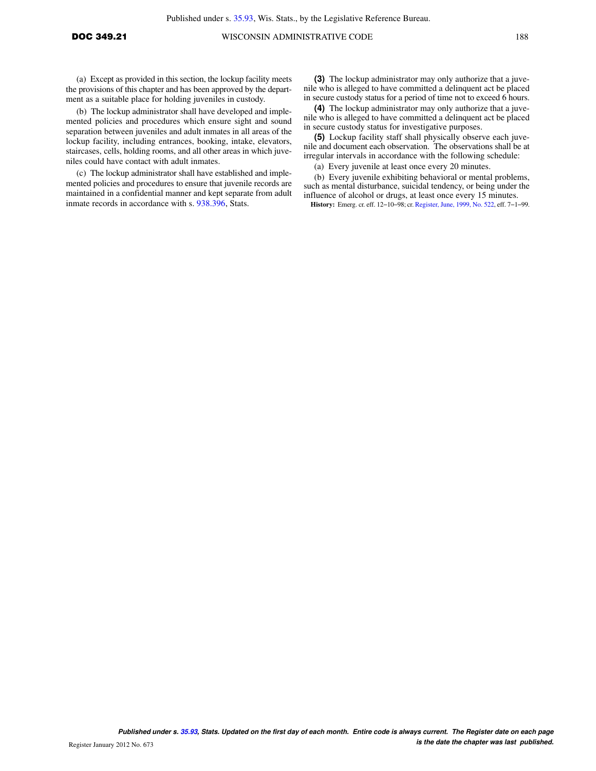(a) Except as provided in this section, the lockup facility meets the provisions of this chapter and has been approved by the department as a suitable place for holding juveniles in custody.

(b) The lockup administrator shall have developed and implemented policies and procedures which ensure sight and sound separation between juveniles and adult inmates in all areas of the lockup facility, including entrances, booking, intake, elevators, staircases, cells, holding rooms, and all other areas in which juveniles could have contact with adult inmates.

(c) The lockup administrator shall have established and implemented policies and procedures to ensure that juvenile records are maintained in a confidential manner and kept separate from adult inmate records in accordance with s. 938.396, Stats.

**(3)** The lockup administrator may only authorize that a juvenile who is alleged to have committed a delinquent act be placed in secure custody status for a period of time not to exceed 6 hours.

**(4)** The lockup administrator may only authorize that a juvenile who is alleged to have committed a delinquent act be placed in secure custody status for investigative purposes.

**(5)** Lockup facility staff shall physically observe each juvenile and document each observation. The observations shall be at irregular intervals in accordance with the following schedule:

(a) Every juvenile at least once every 20 minutes.

(b) Every juvenile exhibiting behavioral or mental problems, such as mental disturbance, suicidal tendency, or being under the influence of alcohol or drugs, at least once every 15 minutes.

**History:** Emerg. cr. eff. 12–10–98; cr. Register, June, 1999, No. 522, eff. 7–1–99.